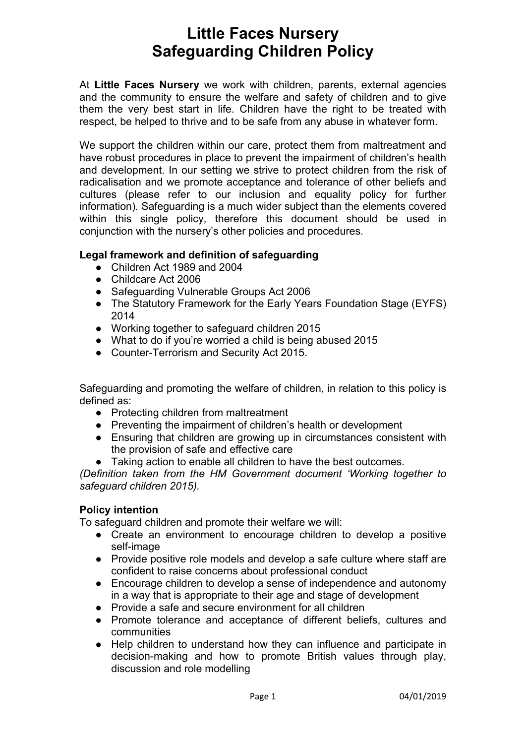# Little Faces Nursery
# Safeguarding Children Policy

At **Little Faces Nursery** we work with children, parents, external agencies and the community to ensure the welfare and safety of children and to give them the very best start in life. Children have the right to be treated with respect, be helped to thrive and to be safe from any abuse in whatever form.

We support the children within our care, protect them from maltreatment and have robust procedures in place to prevent the impairment of children's health and development. In our setting we strive to protect children from the risk of radicalisation and we promote acceptance and tolerance of other beliefs and cultures (please refer to our inclusion and equality policy for further information). Safeguarding is a much wider subject than the elements covered within this single policy, therefore this document should be used in conjunction with the nursery's other policies and procedures.

**Legal framework and definition of safeguarding**

- Children Act 1989 and 2004
- Childcare Act 2006
- Safeguarding Vulnerable Groups Act 2006
- The Statutory Framework for the Early Years Foundation Stage (EYFS) 2014
- Working together to safeguard children 2015
- What to do if you're worried a child is being abused 2015
- Counter-Terrorism and Security Act 2015.

Safeguarding and promoting the welfare of children, in relation to this policy is defined as:

- Protecting children from maltreatment
- Preventing the impairment of children's health or development
- Ensuring that children are growing up in circumstances consistent with the provision of safe and effective care
- Taking action to enable all children to have the best outcomes.

*(Definition taken from the HM Government document 'Working together to safeguard children 2015).*

**Policy intention**

To safeguard children and promote their welfare we will:

- Create an environment to encourage children to develop a positive self-image
- Provide positive role models and develop a safe culture where staff are confident to raise concerns about professional conduct
- Encourage children to develop a sense of independence and autonomy in a way that is appropriate to their age and stage of development
- Provide a safe and secure environment for all children
- Promote tolerance and acceptance of different beliefs, cultures and communities
- Help children to understand how they can influence and participate in decision-making and how to promote British values through play, discussion and role modelling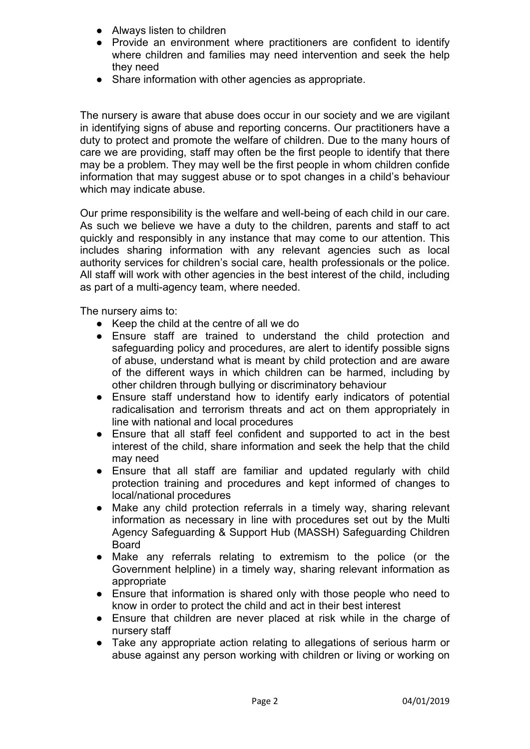- Always listen to children
- Provide an environment where practitioners are confident to identify where children and families may need intervention and seek the help they need
- Share information with other agencies as appropriate.

The nursery is aware that abuse does occur in our society and we are vigilant in identifying signs of abuse and reporting concerns. Our practitioners have a duty to protect and promote the welfare of children. Due to the many hours of care we are providing, staff may often be the first people to identify that there may be a problem. They may well be the first people in whom children confide information that may suggest abuse or to spot changes in a child's behaviour which may indicate abuse.

Our prime responsibility is the welfare and well-being of each child in our care. As such we believe we have a duty to the children, parents and staff to act quickly and responsibly in any instance that may come to our attention. This includes sharing information with any relevant agencies such as local authority services for children's social care, health professionals or the police. All staff will work with other agencies in the best interest of the child, including as part of a multi-agency team, where needed.

The nursery aims to:

- Keep the child at the centre of all we do
- Ensure staff are trained to understand the child protection and safeguarding policy and procedures, are alert to identify possible signs of abuse, understand what is meant by child protection and are aware of the different ways in which children can be harmed, including by other children through bullying or discriminatory behaviour
- Ensure staff understand how to identify early indicators of potential radicalisation and terrorism threats and act on them appropriately in line with national and local procedures
- Ensure that all staff feel confident and supported to act in the best interest of the child, share information and seek the help that the child may need
- Ensure that all staff are familiar and updated regularly with child protection training and procedures and kept informed of changes to local/national procedures
- Make any child protection referrals in a timely way, sharing relevant information as necessary in line with procedures set out by the Multi Agency Safeguarding & Support Hub (MASSH) Safeguarding Children Board
- Make any referrals relating to extremism to the police (or the Government helpline) in a timely way, sharing relevant information as appropriate
- Ensure that information is shared only with those people who need to know in order to protect the child and act in their best interest
- Ensure that children are never placed at risk while in the charge of nursery staff
- Take any appropriate action relating to allegations of serious harm or abuse against any person working with children or living or working on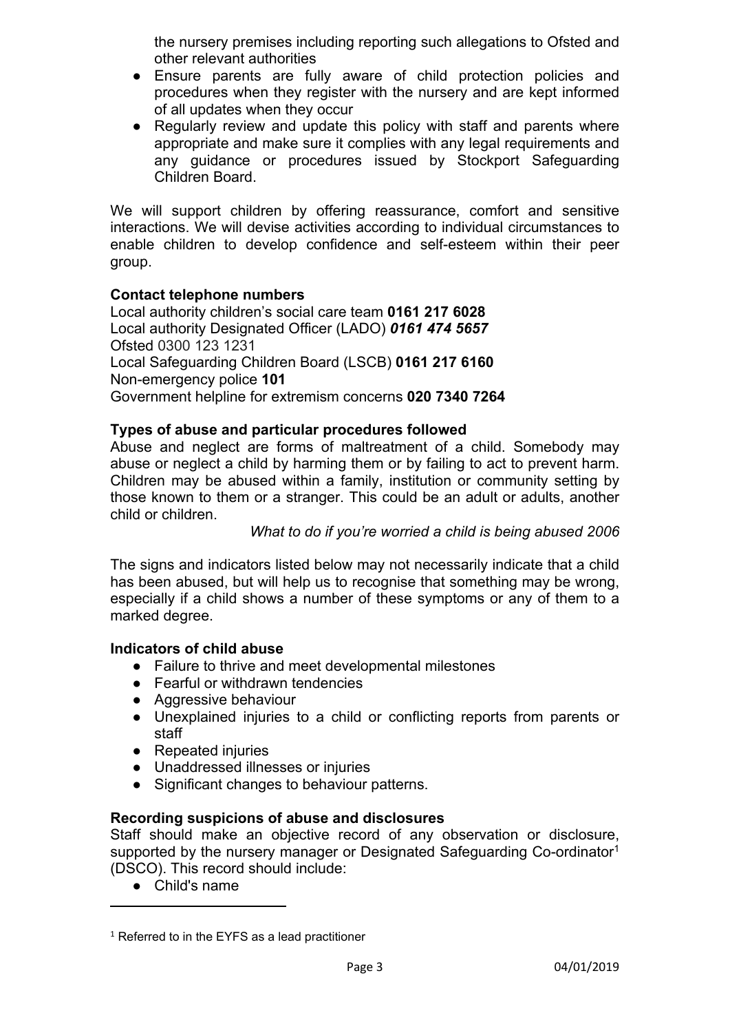the nursery premises including reporting such allegations to Ofsted and other relevant authorities

- Ensure parents are fully aware of child protection policies and procedures when they register with the nursery and are kept informed of all updates when they occur
- Regularly review and update this policy with staff and parents where appropriate and make sure it complies with any legal requirements and any guidance or procedures issued by Stockport Safeguarding Children Board.

We will support children by offering reassurance, comfort and sensitive interactions. We will devise activities according to individual circumstances to enable children to develop confidence and self-esteem within their peer group.

**Contact telephone numbers**

Local authority children's social care team **0161 217 6028**
Local authority Designated Officer (LADO) ***0161 474 5657***
Ofsted 0300 123 1231
Local Safeguarding Children Board (LSCB) **0161 217 6160**
Non-emergency police **101**
Government helpline for extremism concerns **020 7340 7264**

**Types of abuse and particular procedures followed**

Abuse and neglect are forms of maltreatment of a child. Somebody may abuse or neglect a child by harming them or by failing to act to prevent harm. Children may be abused within a family, institution or community setting by those known to them or a stranger. This could be an adult or adults, another child or children.

*What to do if you're worried a child is being abused 2006*

The signs and indicators listed below may not necessarily indicate that a child has been abused, but will help us to recognise that something may be wrong, especially if a child shows a number of these symptoms or any of them to a marked degree.

**Indicators of child abuse**

- Failure to thrive and meet developmental milestones
- Fearful or withdrawn tendencies
- Aggressive behaviour
- Unexplained injuries to a child or conflicting reports from parents or staff
- Repeated injuries
- Unaddressed illnesses or injuries
- Significant changes to behaviour patterns.

**Recording suspicions of abuse and disclosures**

Staff should make an objective record of any observation or disclosure, supported by the nursery manager or Designated Safeguarding Co-ordinator[1] (DSCO). This record should include:

- Child's name

[1] Referred to in the EYFS as a lead practitioner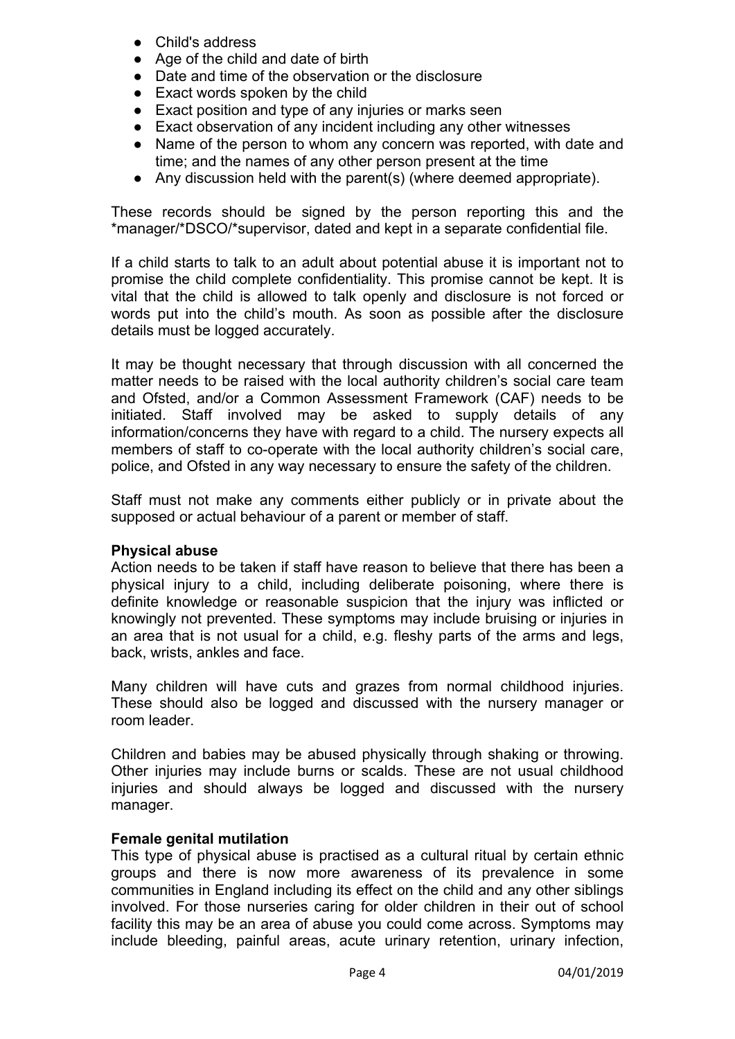- Child's address
- Age of the child and date of birth
- Date and time of the observation or the disclosure
- Exact words spoken by the child
- Exact position and type of any injuries or marks seen
- Exact observation of any incident including any other witnesses
- Name of the person to whom any concern was reported, with date and time; and the names of any other person present at the time
- Any discussion held with the parent(s) (where deemed appropriate).

These records should be signed by the person reporting this and the *manager/*DSCO/*supervisor, dated and kept in a separate confidential file.

If a child starts to talk to an adult about potential abuse it is important not to promise the child complete confidentiality. This promise cannot be kept. It is vital that the child is allowed to talk openly and disclosure is not forced or words put into the child's mouth. As soon as possible after the disclosure details must be logged accurately.

It may be thought necessary that through discussion with all concerned the matter needs to be raised with the local authority children's social care team and Ofsted, and/or a Common Assessment Framework (CAF) needs to be initiated. Staff involved may be asked to supply details of any information/concerns they have with regard to a child. The nursery expects all members of staff to co-operate with the local authority children's social care, police, and Ofsted in any way necessary to ensure the safety of the children.

Staff must not make any comments either publicly or in private about the supposed or actual behaviour of a parent or member of staff.

**Physical abuse**

Action needs to be taken if staff have reason to believe that there has been a physical injury to a child, including deliberate poisoning, where there is definite knowledge or reasonable suspicion that the injury was inflicted or knowingly not prevented. These symptoms may include bruising or injuries in an area that is not usual for a child, e.g. fleshy parts of the arms and legs, back, wrists, ankles and face.

Many children will have cuts and grazes from normal childhood injuries. These should also be logged and discussed with the nursery manager or room leader.

Children and babies may be abused physically through shaking or throwing. Other injuries may include burns or scalds. These are not usual childhood injuries and should always be logged and discussed with the nursery manager.

**Female genital mutilation**

This type of physical abuse is practised as a cultural ritual by certain ethnic groups and there is now more awareness of its prevalence in some communities in England including its effect on the child and any other siblings involved. For those nurseries caring for older children in their out of school facility this may be an area of abuse you could come across. Symptoms may include bleeding, painful areas, acute urinary retention, urinary infection,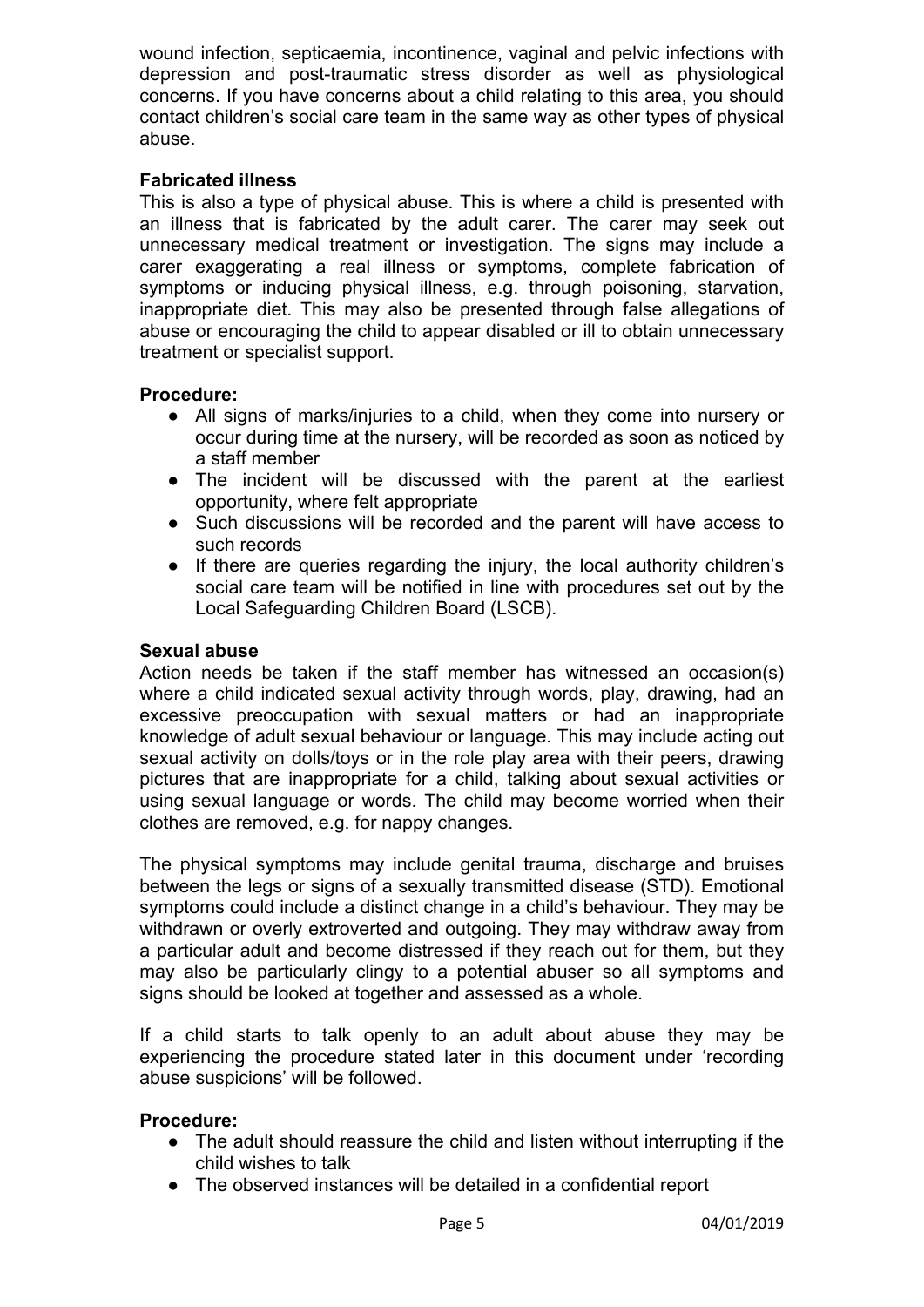wound infection, septicaemia, incontinence, vaginal and pelvic infections with depression and post-traumatic stress disorder as well as physiological concerns. If you have concerns about a child relating to this area, you should contact children's social care team in the same way as other types of physical abuse.

**Fabricated illness**

This is also a type of physical abuse. This is where a child is presented with an illness that is fabricated by the adult carer. The carer may seek out unnecessary medical treatment or investigation. The signs may include a carer exaggerating a real illness or symptoms, complete fabrication of symptoms or inducing physical illness, e.g. through poisoning, starvation, inappropriate diet. This may also be presented through false allegations of abuse or encouraging the child to appear disabled or ill to obtain unnecessary treatment or specialist support.

**Procedure:**

- All signs of marks/injuries to a child, when they come into nursery or occur during time at the nursery, will be recorded as soon as noticed by a staff member
- The incident will be discussed with the parent at the earliest opportunity, where felt appropriate
- Such discussions will be recorded and the parent will have access to such records
- If there are queries regarding the injury, the local authority children's social care team will be notified in line with procedures set out by the Local Safeguarding Children Board (LSCB).

**Sexual abuse**

Action needs be taken if the staff member has witnessed an occasion(s) where a child indicated sexual activity through words, play, drawing, had an excessive preoccupation with sexual matters or had an inappropriate knowledge of adult sexual behaviour or language. This may include acting out sexual activity on dolls/toys or in the role play area with their peers, drawing pictures that are inappropriate for a child, talking about sexual activities or using sexual language or words. The child may become worried when their clothes are removed, e.g. for nappy changes.

The physical symptoms may include genital trauma, discharge and bruises between the legs or signs of a sexually transmitted disease (STD). Emotional symptoms could include a distinct change in a child's behaviour. They may be withdrawn or overly extroverted and outgoing. They may withdraw away from a particular adult and become distressed if they reach out for them, but they may also be particularly clingy to a potential abuser so all symptoms and signs should be looked at together and assessed as a whole.

If a child starts to talk openly to an adult about abuse they may be experiencing the procedure stated later in this document under 'recording abuse suspicions' will be followed.

**Procedure:**

- The adult should reassure the child and listen without interrupting if the child wishes to talk
- The observed instances will be detailed in a confidential report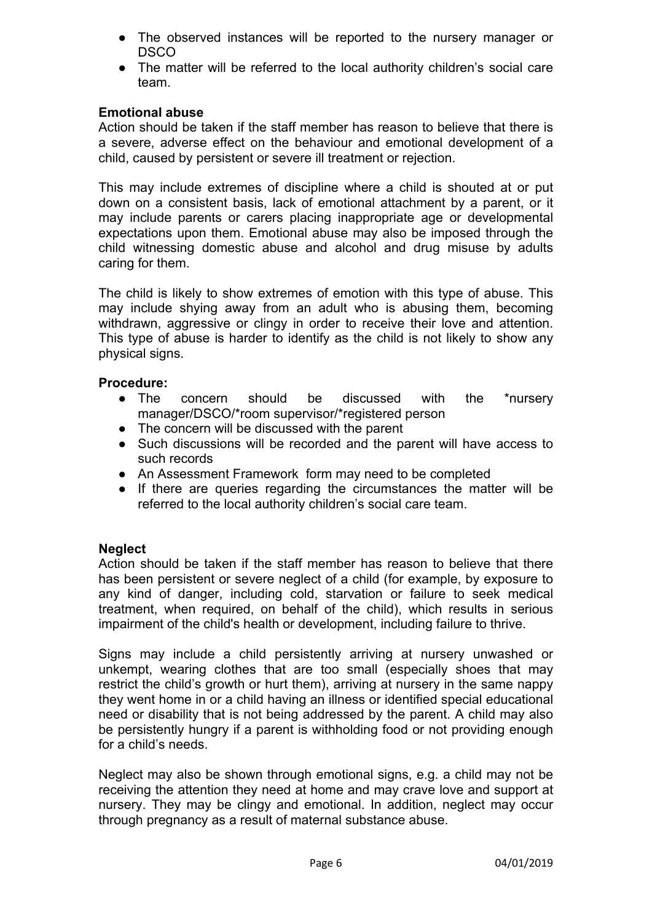- The observed instances will be reported to the nursery manager or DSCO
- The matter will be referred to the local authority children's social care team.

**Emotional abuse**

Action should be taken if the staff member has reason to believe that there is a severe, adverse effect on the behaviour and emotional development of a child, caused by persistent or severe ill treatment or rejection.

This may include extremes of discipline where a child is shouted at or put down on a consistent basis, lack of emotional attachment by a parent, or it may include parents or carers placing inappropriate age or developmental expectations upon them. Emotional abuse may also be imposed through the child witnessing domestic abuse and alcohol and drug misuse by adults caring for them.

The child is likely to show extremes of emotion with this type of abuse. This may include shying away from an adult who is abusing them, becoming withdrawn, aggressive or clingy in order to receive their love and attention. This type of abuse is harder to identify as the child is not likely to show any physical signs.

**Procedure:**

- The concern should be discussed with the *nursery manager/DSCO/*room supervisor/*registered person
- The concern will be discussed with the parent
- Such discussions will be recorded and the parent will have access to such records
- An Assessment Framework form may need to be completed
- If there are queries regarding the circumstances the matter will be referred to the local authority children's social care team.

**Neglect**

Action should be taken if the staff member has reason to believe that there has been persistent or severe neglect of a child (for example, by exposure to any kind of danger, including cold, starvation or failure to seek medical treatment, when required, on behalf of the child), which results in serious impairment of the child's health or development, including failure to thrive.

Signs may include a child persistently arriving at nursery unwashed or unkempt, wearing clothes that are too small (especially shoes that may restrict the child's growth or hurt them), arriving at nursery in the same nappy they went home in or a child having an illness or identified special educational need or disability that is not being addressed by the parent. A child may also be persistently hungry if a parent is withholding food or not providing enough for a child's needs.

Neglect may also be shown through emotional signs, e.g. a child may not be receiving the attention they need at home and may crave love and support at nursery. They may be clingy and emotional. In addition, neglect may occur through pregnancy as a result of maternal substance abuse.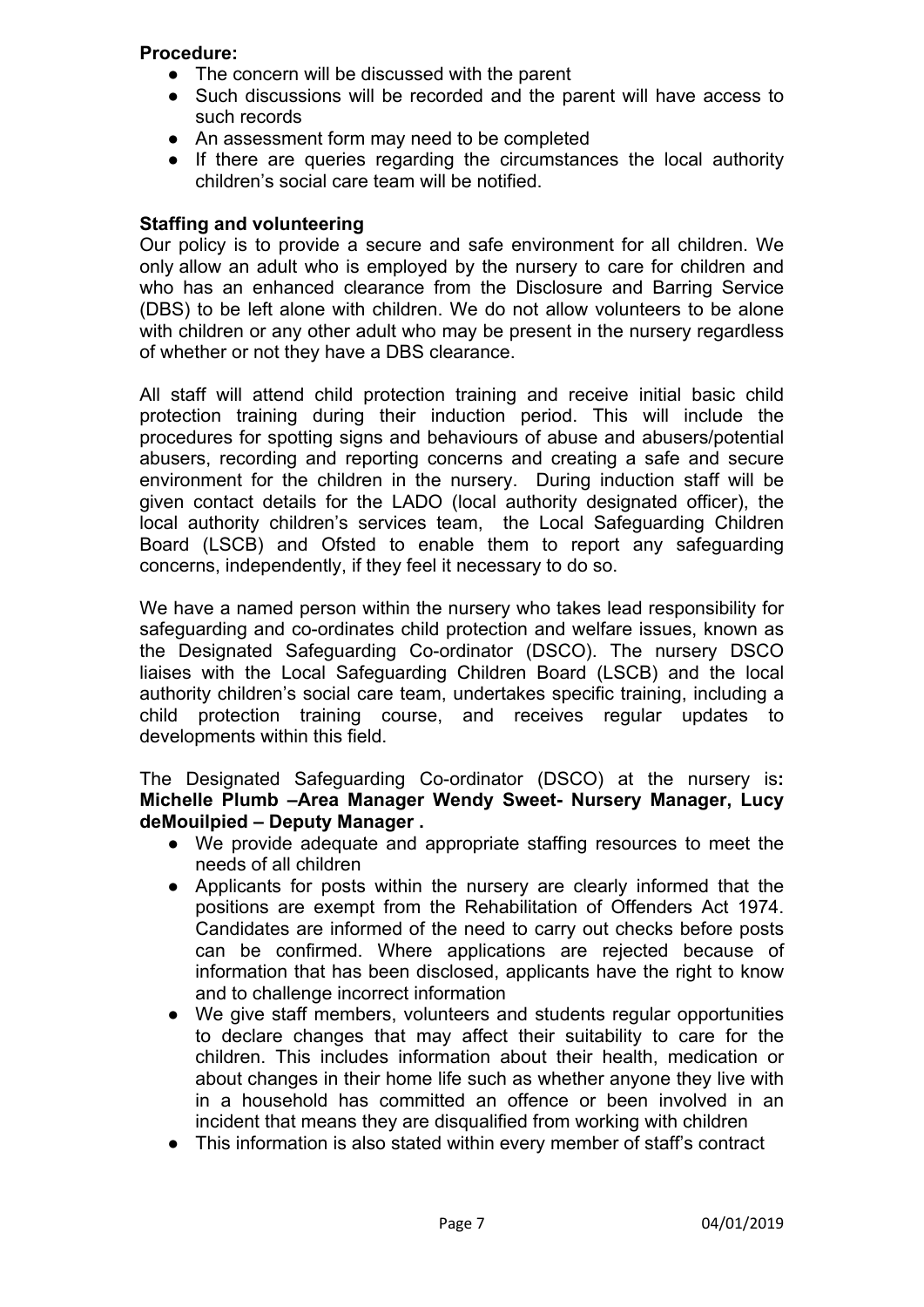**Procedure:**

- The concern will be discussed with the parent
- Such discussions will be recorded and the parent will have access to such records
- An assessment form may need to be completed
- If there are queries regarding the circumstances the local authority children's social care team will be notified.

**Staffing and volunteering**

Our policy is to provide a secure and safe environment for all children. We only allow an adult who is employed by the nursery to care for children and who has an enhanced clearance from the Disclosure and Barring Service (DBS) to be left alone with children. We do not allow volunteers to be alone with children or any other adult who may be present in the nursery regardless of whether or not they have a DBS clearance.

All staff will attend child protection training and receive initial basic child protection training during their induction period. This will include the procedures for spotting signs and behaviours of abuse and abusers/potential abusers, recording and reporting concerns and creating a safe and secure environment for the children in the nursery. During induction staff will be given contact details for the LADO (local authority designated officer), the local authority children's services team, the Local Safeguarding Children Board (LSCB) and Ofsted to enable them to report any safeguarding concerns, independently, if they feel it necessary to do so.

We have a named person within the nursery who takes lead responsibility for safeguarding and co-ordinates child protection and welfare issues, known as the Designated Safeguarding Co-ordinator (DSCO). The nursery DSCO liaises with the Local Safeguarding Children Board (LSCB) and the local authority children's social care team, undertakes specific training, including a child protection training course, and receives regular updates to developments within this field.

The Designated Safeguarding Co-ordinator (DSCO) at the nursery is**: Michelle Plumb –Area Manager Wendy Sweet- Nursery Manager, Lucy deMouilpied – Deputy Manager .**

- We provide adequate and appropriate staffing resources to meet the needs of all children
- Applicants for posts within the nursery are clearly informed that the positions are exempt from the Rehabilitation of Offenders Act 1974. Candidates are informed of the need to carry out checks before posts can be confirmed. Where applications are rejected because of information that has been disclosed, applicants have the right to know and to challenge incorrect information
- We give staff members, volunteers and students regular opportunities to declare changes that may affect their suitability to care for the children. This includes information about their health, medication or about changes in their home life such as whether anyone they live with in a household has committed an offence or been involved in an incident that means they are disqualified from working with children
- This information is also stated within every member of staff's contract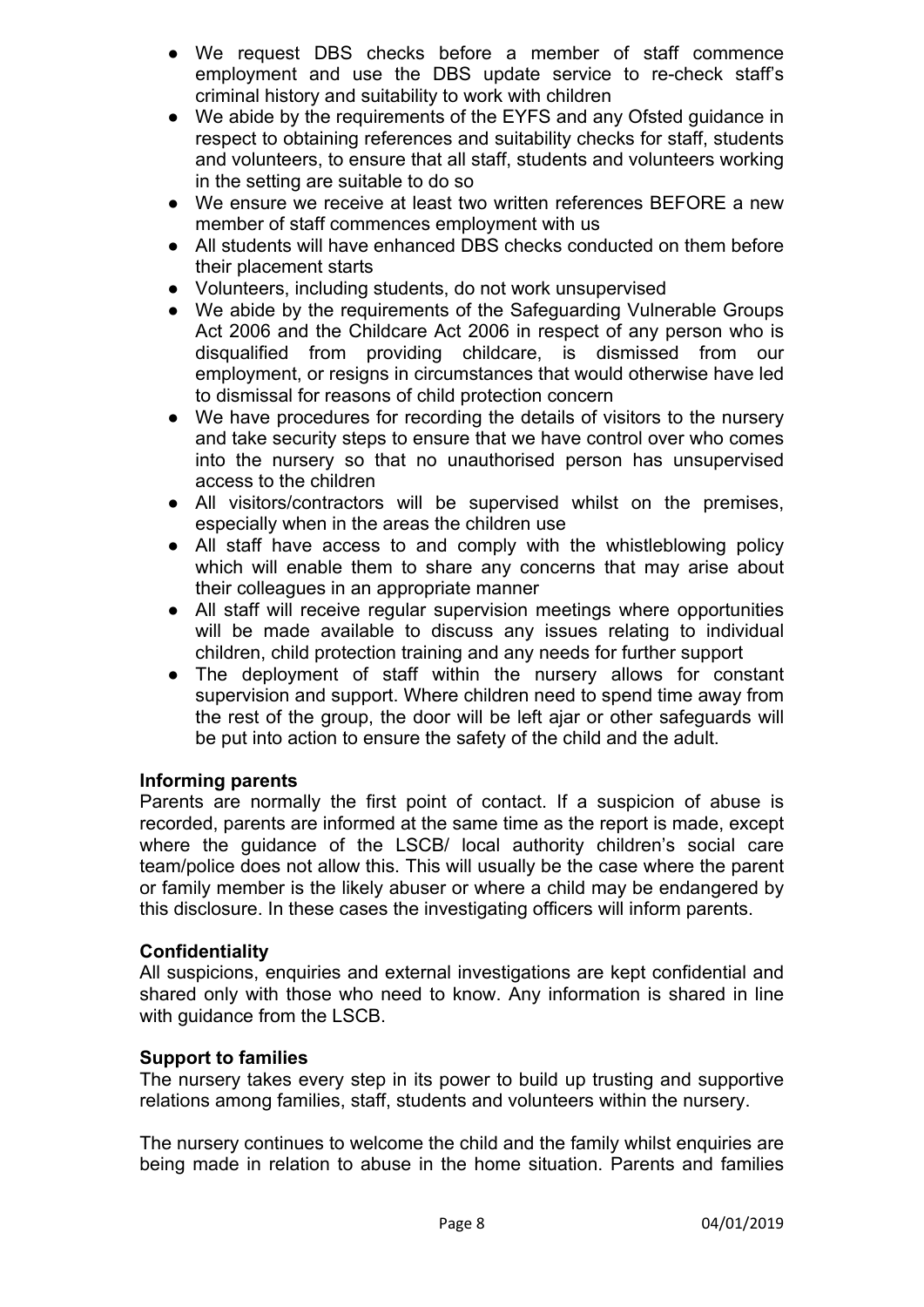- We request DBS checks before a member of staff commence employment and use the DBS update service to re-check staff's criminal history and suitability to work with children
- We abide by the requirements of the EYFS and any Ofsted guidance in respect to obtaining references and suitability checks for staff, students and volunteers, to ensure that all staff, students and volunteers working in the setting are suitable to do so
- We ensure we receive at least two written references BEFORE a new member of staff commences employment with us
- All students will have enhanced DBS checks conducted on them before their placement starts
- Volunteers, including students, do not work unsupervised
- We abide by the requirements of the Safeguarding Vulnerable Groups Act 2006 and the Childcare Act 2006 in respect of any person who is disqualified from providing childcare, is dismissed from our employment, or resigns in circumstances that would otherwise have led to dismissal for reasons of child protection concern
- We have procedures for recording the details of visitors to the nursery and take security steps to ensure that we have control over who comes into the nursery so that no unauthorised person has unsupervised access to the children
- All visitors/contractors will be supervised whilst on the premises, especially when in the areas the children use
- All staff have access to and comply with the whistleblowing policy which will enable them to share any concerns that may arise about their colleagues in an appropriate manner
- All staff will receive regular supervision meetings where opportunities will be made available to discuss any issues relating to individual children, child protection training and any needs for further support
- The deployment of staff within the nursery allows for constant supervision and support. Where children need to spend time away from the rest of the group, the door will be left ajar or other safeguards will be put into action to ensure the safety of the child and the adult.

**Informing parents**

Parents are normally the first point of contact. If a suspicion of abuse is recorded, parents are informed at the same time as the report is made, except where the guidance of the LSCB/ local authority children's social care team/police does not allow this. This will usually be the case where the parent or family member is the likely abuser or where a child may be endangered by this disclosure. In these cases the investigating officers will inform parents.

**Confidentiality**

All suspicions, enquiries and external investigations are kept confidential and shared only with those who need to know. Any information is shared in line with guidance from the LSCB.

**Support to families**

The nursery takes every step in its power to build up trusting and supportive relations among families, staff, students and volunteers within the nursery.

The nursery continues to welcome the child and the family whilst enquiries are being made in relation to abuse in the home situation. Parents and families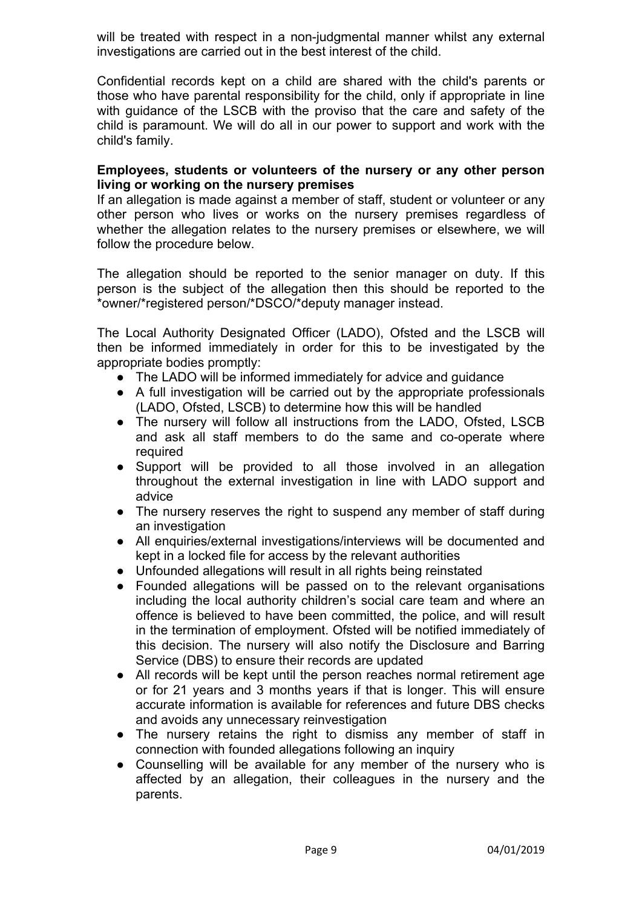will be treated with respect in a non-judgmental manner whilst any external investigations are carried out in the best interest of the child.

Confidential records kept on a child are shared with the child's parents or those who have parental responsibility for the child, only if appropriate in line with guidance of the LSCB with the proviso that the care and safety of the child is paramount. We will do all in our power to support and work with the child's family.

**Employees, students or volunteers of the nursery or any other person living or working on the nursery premises**

If an allegation is made against a member of staff, student or volunteer or any other person who lives or works on the nursery premises regardless of whether the allegation relates to the nursery premises or elsewhere, we will follow the procedure below.

The allegation should be reported to the senior manager on duty. If this person is the subject of the allegation then this should be reported to the *owner/*registered person/*DSCO/*deputy manager instead.

The Local Authority Designated Officer (LADO), Ofsted and the LSCB will then be informed immediately in order for this to be investigated by the appropriate bodies promptly:

- The LADO will be informed immediately for advice and guidance
- A full investigation will be carried out by the appropriate professionals (LADO, Ofsted, LSCB) to determine how this will be handled
- The nursery will follow all instructions from the LADO, Ofsted, LSCB and ask all staff members to do the same and co-operate where required
- Support will be provided to all those involved in an allegation throughout the external investigation in line with LADO support and advice
- The nursery reserves the right to suspend any member of staff during an investigation
- All enquiries/external investigations/interviews will be documented and kept in a locked file for access by the relevant authorities
- Unfounded allegations will result in all rights being reinstated
- Founded allegations will be passed on to the relevant organisations including the local authority children's social care team and where an offence is believed to have been committed, the police, and will result in the termination of employment. Ofsted will be notified immediately of this decision. The nursery will also notify the Disclosure and Barring Service (DBS) to ensure their records are updated
- All records will be kept until the person reaches normal retirement age or for 21 years and 3 months years if that is longer. This will ensure accurate information is available for references and future DBS checks and avoids any unnecessary reinvestigation
- The nursery retains the right to dismiss any member of staff in connection with founded allegations following an inquiry
- Counselling will be available for any member of the nursery who is affected by an allegation, their colleagues in the nursery and the parents.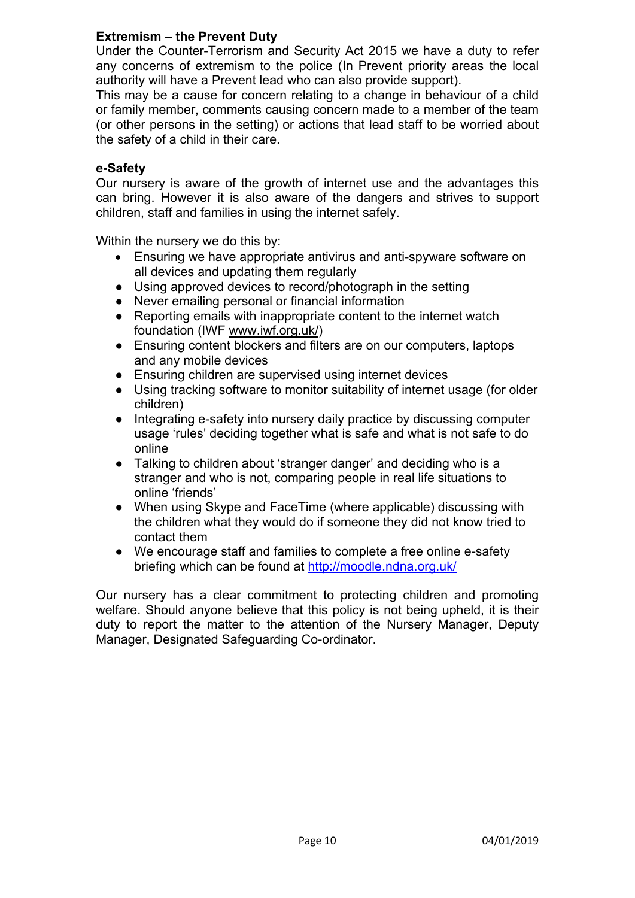**Extremism – the Prevent Duty**

Under the Counter-Terrorism and Security Act 2015 we have a duty to refer any concerns of extremism to the police (In Prevent priority areas the local authority will have a Prevent lead who can also provide support).

This may be a cause for concern relating to a change in behaviour of a child or family member, comments causing concern made to a member of the team (or other persons in the setting) or actions that lead staff to be worried about the safety of a child in their care.

**e-Safety**

Our nursery is aware of the growth of internet use and the advantages this can bring. However it is also aware of the dangers and strives to support children, staff and families in using the internet safely.

Within the nursery we do this by:

- Ensuring we have appropriate antivirus and anti-spyware software on all devices and updating them regularly
- Using approved devices to record/photograph in the setting
- Never emailing personal or financial information
- Reporting emails with inappropriate content to the internet watch foundation (IWF www.iwf.org.uk/)
- Ensuring content blockers and filters are on our computers, laptops and any mobile devices
- Ensuring children are supervised using internet devices
- Using tracking software to monitor suitability of internet usage (for older children)
- Integrating e-safety into nursery daily practice by discussing computer usage 'rules' deciding together what is safe and what is not safe to do online
- Talking to children about 'stranger danger' and deciding who is a stranger and who is not, comparing people in real life situations to online 'friends'
- When using Skype and FaceTime (where applicable) discussing with the children what they would do if someone they did not know tried to contact them
- We encourage staff and families to complete a free online e-safety briefing which can be found at http://moodle.ndna.org.uk/

Our nursery has a clear commitment to protecting children and promoting welfare. Should anyone believe that this policy is not being upheld, it is their duty to report the matter to the attention of the Nursery Manager, Deputy Manager, Designated Safeguarding Co-ordinator.